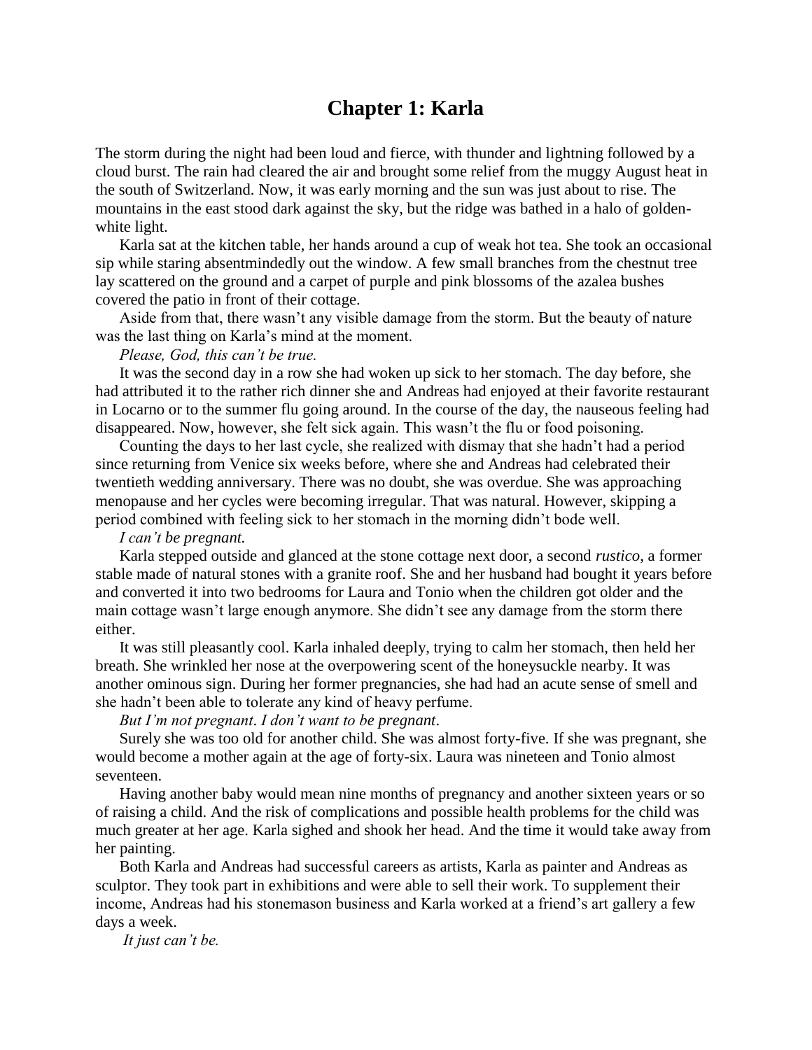# Chapter 1: Karla

The storm during the night had been loud and fierce, with thunder and lightning followed by a cloud burst. The rain had cleared the air and brought some relief from the muggy August heat in the south of Switzerland. Now, it was early morning and the sun was just about to rise. The mountains in the east stood dark against the sky, but the ridge was bathed in a halo of golden-white light.

Karla sat at the kitchen table, her hands around a cup of weak hot tea. She took an occasional sip while staring absentmindedly out the window. A few small branches from the chestnut tree lay scattered on the ground and a carpet of purple and pink blossoms of the azalea bushes covered the patio in front of their cottage.

Aside from that, there wasn't any visible damage from the storm. But the beauty of nature was the last thing on Karla's mind at the moment.

*Please, God, this can't be true.*

It was the second day in a row she had woken up sick to her stomach. The day before, she had attributed it to the rather rich dinner she and Andreas had enjoyed at their favorite restaurant in Locarno or to the summer flu going around. In the course of the day, the nauseous feeling had disappeared. Now, however, she felt sick again. This wasn't the flu or food poisoning.

Counting the days to her last cycle, she realized with dismay that she hadn't had a period since returning from Venice six weeks before, where she and Andreas had celebrated their twentieth wedding anniversary. There was no doubt, she was overdue. She was approaching menopause and her cycles were becoming irregular. That was natural. However, skipping a period combined with feeling sick to her stomach in the morning didn't bode well.

*I can't be pregnant.*

Karla stepped outside and glanced at the stone cottage next door, a second *rustico*, a former stable made of natural stones with a granite roof. She and her husband had bought it years before and converted it into two bedrooms for Laura and Tonio when the children got older and the main cottage wasn't large enough anymore. She didn't see any damage from the storm there either.

It was still pleasantly cool. Karla inhaled deeply, trying to calm her stomach, then held her breath. She wrinkled her nose at the overpowering scent of the honeysuckle nearby. It was another ominous sign. During her former pregnancies, she had had an acute sense of smell and she hadn't been able to tolerate any kind of heavy perfume.

*But I'm not pregnant*. *I don't want to be pregnant*.

Surely she was too old for another child. She was almost forty-five. If she was pregnant, she would become a mother again at the age of forty-six. Laura was nineteen and Tonio almost seventeen.

Having another baby would mean nine months of pregnancy and another sixteen years or so of raising a child. And the risk of complications and possible health problems for the child was much greater at her age. Karla sighed and shook her head. And the time it would take away from her painting.

Both Karla and Andreas had successful careers as artists, Karla as painter and Andreas as sculptor. They took part in exhibitions and were able to sell their work. To supplement their income, Andreas had his stonemason business and Karla worked at a friend's art gallery a few days a week.

*It just can't be.*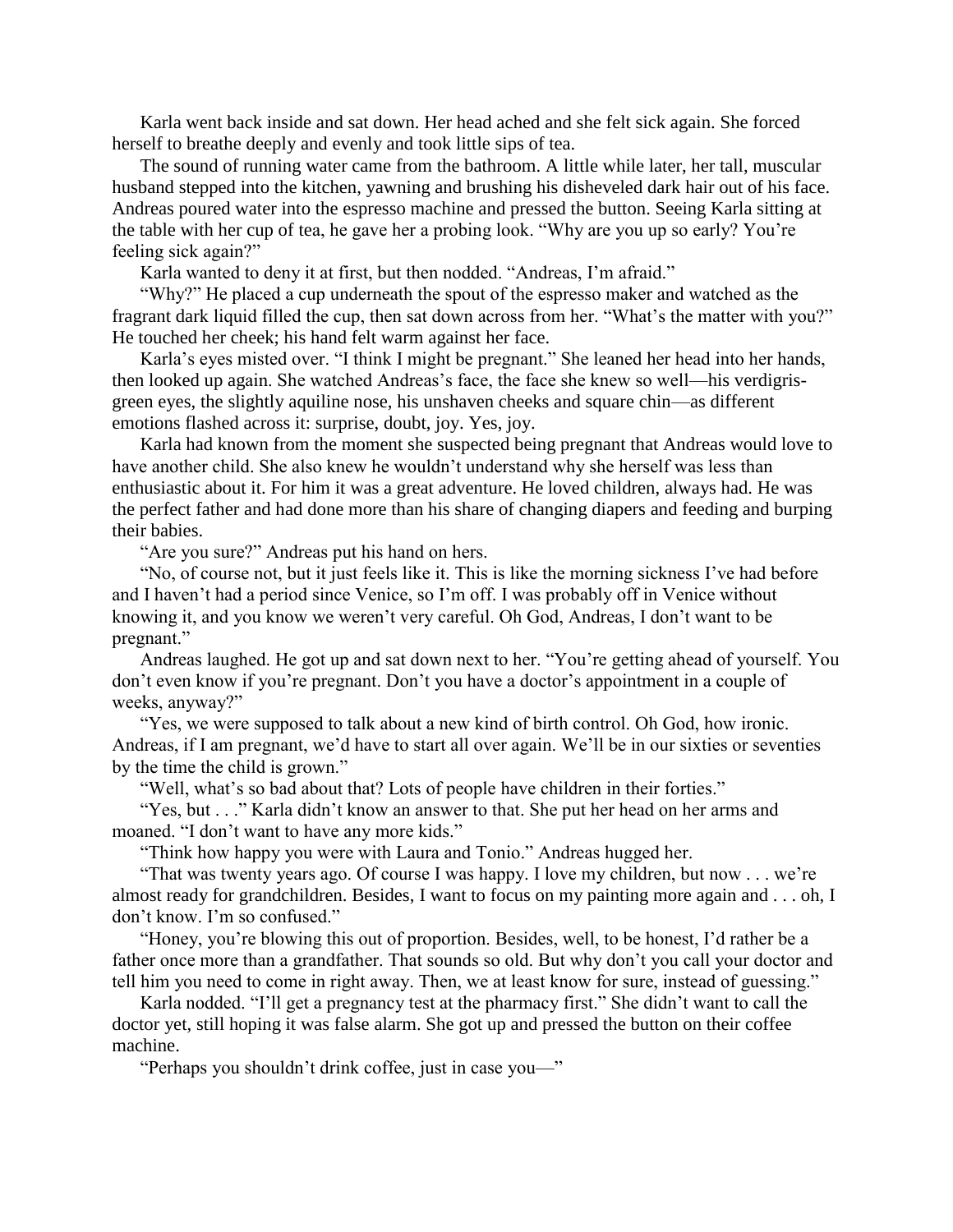Karla went back inside and sat down. Her head ached and she felt sick again. She forced herself to breathe deeply and evenly and took little sips of tea.

The sound of running water came from the bathroom. A little while later, her tall, muscular husband stepped into the kitchen, yawning and brushing his disheveled dark hair out of his face. Andreas poured water into the espresso machine and pressed the button. Seeing Karla sitting at the table with her cup of tea, he gave her a probing look. "Why are you up so early? You're feeling sick again?"

Karla wanted to deny it at first, but then nodded. "Andreas, I'm afraid."

"Why?" He placed a cup underneath the spout of the espresso maker and watched as the fragrant dark liquid filled the cup, then sat down across from her. "What's the matter with you?" He touched her cheek; his hand felt warm against her face.

Karla's eyes misted over. "I think I might be pregnant." She leaned her head into her hands, then looked up again. She watched Andreas's face, the face she knew so well—his verdigris-green eyes, the slightly aquiline nose, his unshaven cheeks and square chin—as different emotions flashed across it: surprise, doubt, joy. Yes, joy.

Karla had known from the moment she suspected being pregnant that Andreas would love to have another child. She also knew he wouldn't understand why she herself was less than enthusiastic about it. For him it was a great adventure. He loved children, always had. He was the perfect father and had done more than his share of changing diapers and feeding and burping their babies.

"Are you sure?" Andreas put his hand on hers.

"No, of course not, but it just feels like it. This is like the morning sickness I've had before and I haven't had a period since Venice, so I'm off. I was probably off in Venice without knowing it, and you know we weren't very careful. Oh God, Andreas, I don't want to be pregnant."

Andreas laughed. He got up and sat down next to her. "You're getting ahead of yourself. You don't even know if you're pregnant. Don't you have a doctor's appointment in a couple of weeks, anyway?"

"Yes, we were supposed to talk about a new kind of birth control. Oh God, how ironic. Andreas, if I am pregnant, we'd have to start all over again. We'll be in our sixties or seventies by the time the child is grown."

"Well, what's so bad about that? Lots of people have children in their forties."

"Yes, but . . ." Karla didn't know an answer to that. She put her head on her arms and moaned. "I don't want to have any more kids."

"Think how happy you were with Laura and Tonio." Andreas hugged her.

"That was twenty years ago. Of course I was happy. I love my children, but now . . . we're almost ready for grandchildren. Besides, I want to focus on my painting more again and . . . oh, I don't know. I'm so confused."

"Honey, you're blowing this out of proportion. Besides, well, to be honest, I'd rather be a father once more than a grandfather. That sounds so old. But why don't you call your doctor and tell him you need to come in right away. Then, we at least know for sure, instead of guessing."

Karla nodded. "I'll get a pregnancy test at the pharmacy first." She didn't want to call the doctor yet, still hoping it was false alarm. She got up and pressed the button on their coffee machine.

"Perhaps you shouldn't drink coffee, just in case you—"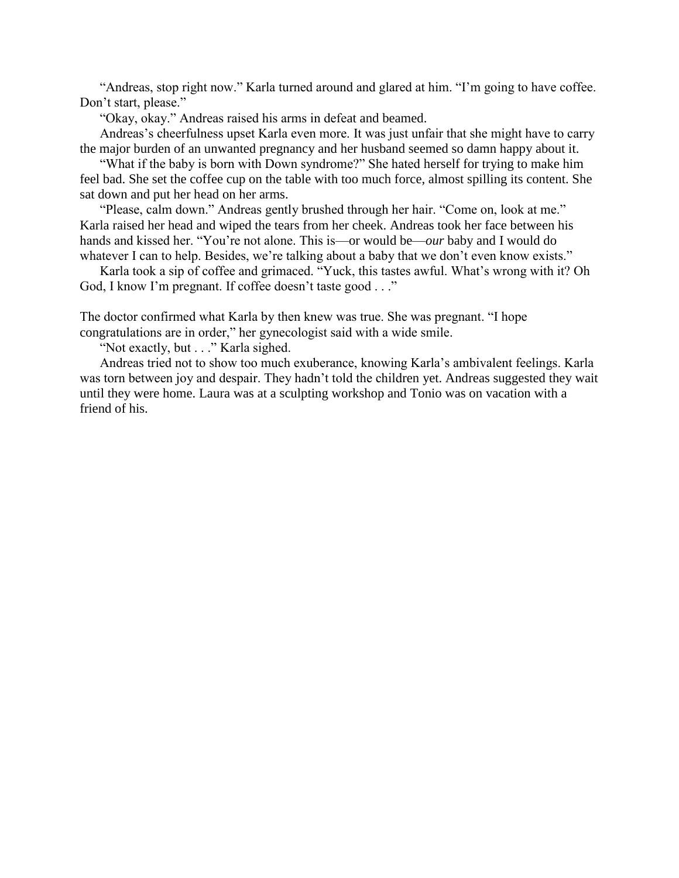"Andreas, stop right now." Karla turned around and glared at him. "I'm going to have coffee. Don't start, please."

"Okay, okay." Andreas raised his arms in defeat and beamed.

Andreas's cheerfulness upset Karla even more. It was just unfair that she might have to carry the major burden of an unwanted pregnancy and her husband seemed so damn happy about it.

"What if the baby is born with Down syndrome?" She hated herself for trying to make him feel bad. She set the coffee cup on the table with too much force, almost spilling its content. She sat down and put her head on her arms.

"Please, calm down." Andreas gently brushed through her hair. "Come on, look at me." Karla raised her head and wiped the tears from her cheek. Andreas took her face between his hands and kissed her. "You're not alone. This is—or would be—*our* baby and I would do whatever I can to help. Besides, we're talking about a baby that we don't even know exists."

Karla took a sip of coffee and grimaced. "Yuck, this tastes awful. What's wrong with it? Oh God, I know I'm pregnant. If coffee doesn't taste good . . ."

The doctor confirmed what Karla by then knew was true. She was pregnant. "I hope congratulations are in order," her gynecologist said with a wide smile.

"Not exactly, but . . ." Karla sighed.

Andreas tried not to show too much exuberance, knowing Karla's ambivalent feelings. Karla was torn between joy and despair. They hadn't told the children yet. Andreas suggested they wait until they were home. Laura was at a sculpting workshop and Tonio was on vacation with a friend of his.